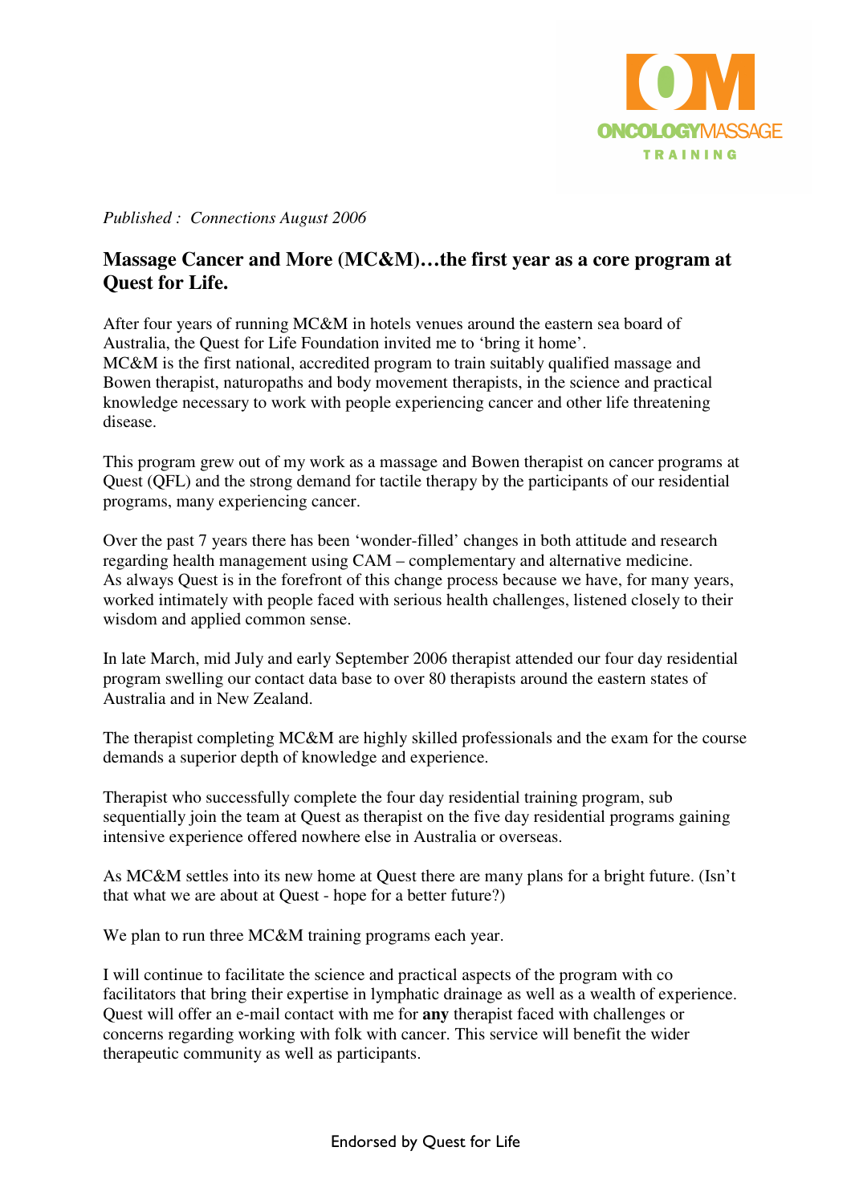*Published : Connections August 2006*

## Massage Cancer and More (MC&M)…the first year as a core program at Quest for Life.

After four years of running MC&M in hotels venues around the eastern sea board of Australia, the Quest for Life Foundation invited me to 'bring it home'.
MC&M is the first national, accredited program to train suitably qualified massage and Bowen therapist, naturopaths and body movement therapists, in the science and practical knowledge necessary to work with people experiencing cancer and other life threatening disease.

This program grew out of my work as a massage and Bowen therapist on cancer programs at Quest (QFL) and the strong demand for tactile therapy by the participants of our residential programs, many experiencing cancer.

Over the past 7 years there has been 'wonder-filled' changes in both attitude and research regarding health management using CAM – complementary and alternative medicine.
As always Quest is in the forefront of this change process because we have, for many years, worked intimately with people faced with serious health challenges, listened closely to their wisdom and applied common sense.

In late March, mid July and early September 2006 therapist attended our four day residential program swelling our contact data base to over 80 therapists around the eastern states of Australia and in New Zealand.

The therapist completing MC&M are highly skilled professionals and the exam for the course demands a superior depth of knowledge and experience.

Therapist who successfully complete the four day residential training program, sub sequentially join the team at Quest as therapist on the five day residential programs gaining intensive experience offered nowhere else in Australia or overseas.

As MC&M settles into its new home at Quest there are many plans for a bright future. (Isn't that what we are about at Quest - hope for a better future?)

We plan to run three MC&M training programs each year.

I will continue to facilitate the science and practical aspects of the program with co facilitators that bring their expertise in lymphatic drainage as well as a wealth of experience. Quest will offer an e-mail contact with me for **any** therapist faced with challenges or concerns regarding working with folk with cancer. This service will benefit the wider therapeutic community as well as participants.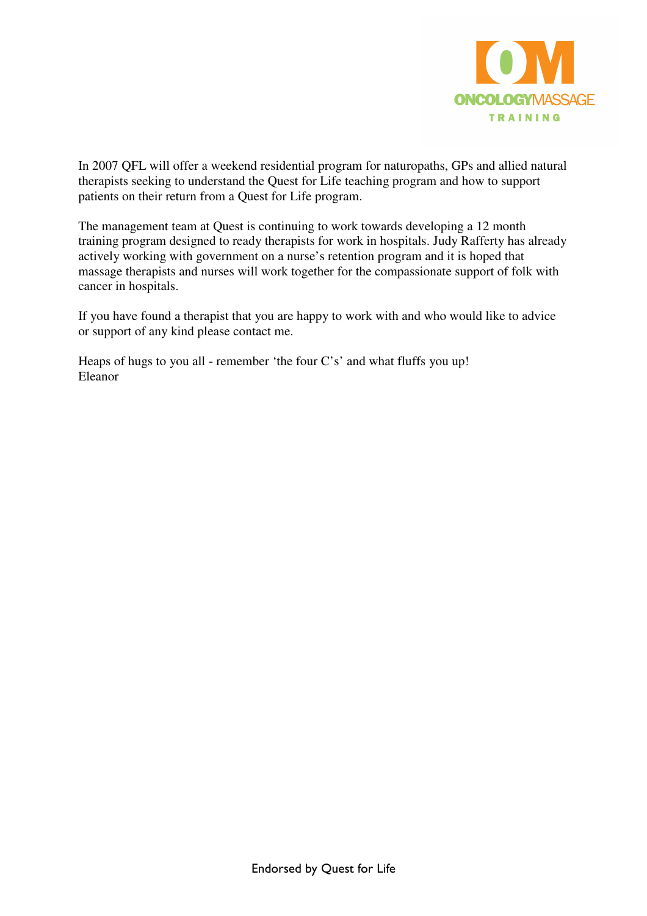In 2007 QFL will offer a weekend residential program for naturopaths, GPs and allied natural therapists seeking to understand the Quest for Life teaching program and how to support patients on their return from a Quest for Life program.

The management team at Quest is continuing to work towards developing a 12 month training program designed to ready therapists for work in hospitals. Judy Rafferty has already actively working with government on a nurse's retention program and it is hoped that massage therapists and nurses will work together for the compassionate support of folk with cancer in hospitals.

If you have found a therapist that you are happy to work with and who would like to advice or support of any kind please contact me.

Heaps of hugs to you all - remember 'the four C's' and what fluffs you up!
Eleanor